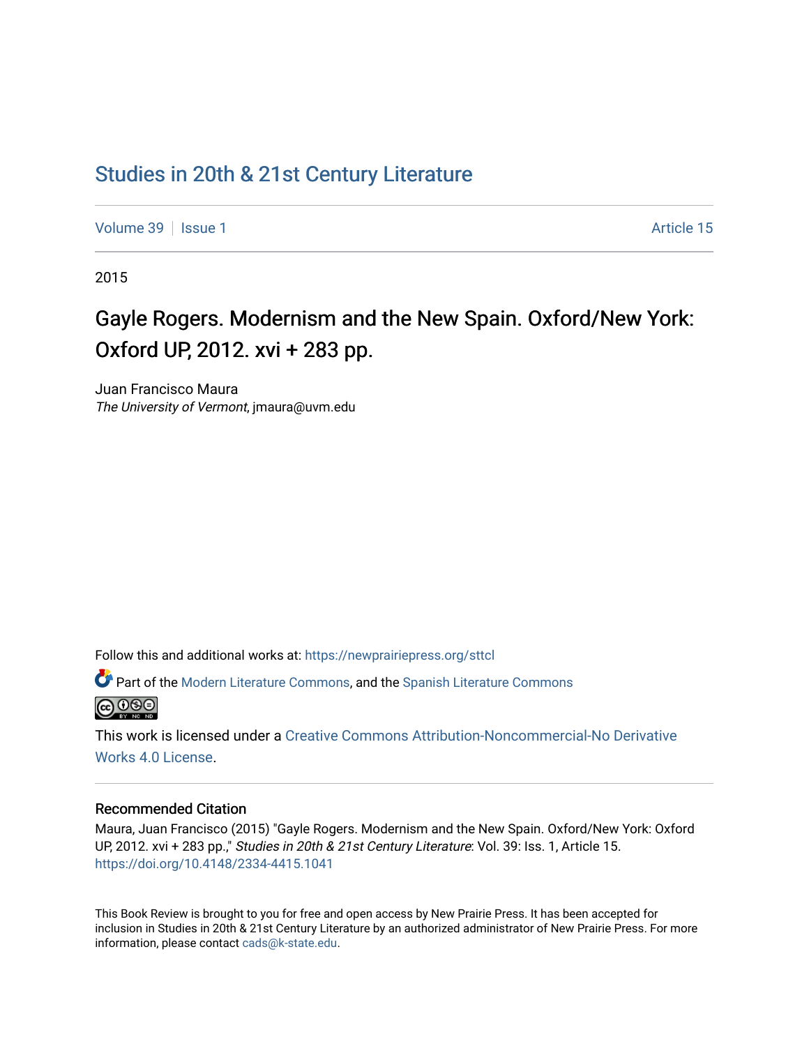# Studies in 20th & 21st Century Literature

Volume 39 | Issue 1 | Article 15

2015

## Gayle Rogers. Modernism and the New Spain. Oxford/New York: Oxford UP, 2012. xvi + 283 pp.

Juan Francisco Maura
*The University of Vermont*, jmaura@uvm.edu

Follow this and additional works at: https://newprairiepress.org/sttcl

Part of the Modern Literature Commons, and the Spanish Literature Commons

This work is licensed under a Creative Commons Attribution-Noncommercial-No Derivative Works 4.0 License.

### Recommended Citation

Maura, Juan Francisco (2015) "Gayle Rogers. Modernism and the New Spain. Oxford/New York: Oxford UP, 2012. xvi + 283 pp.," *Studies in 20th & 21st Century Literature*: Vol. 39: Iss. 1, Article 15. https://doi.org/10.4148/2334-4415.1041

This Book Review is brought to you for free and open access by New Prairie Press. It has been accepted for inclusion in Studies in 20th & 21st Century Literature by an authorized administrator of New Prairie Press. For more information, please contact cads@k-state.edu.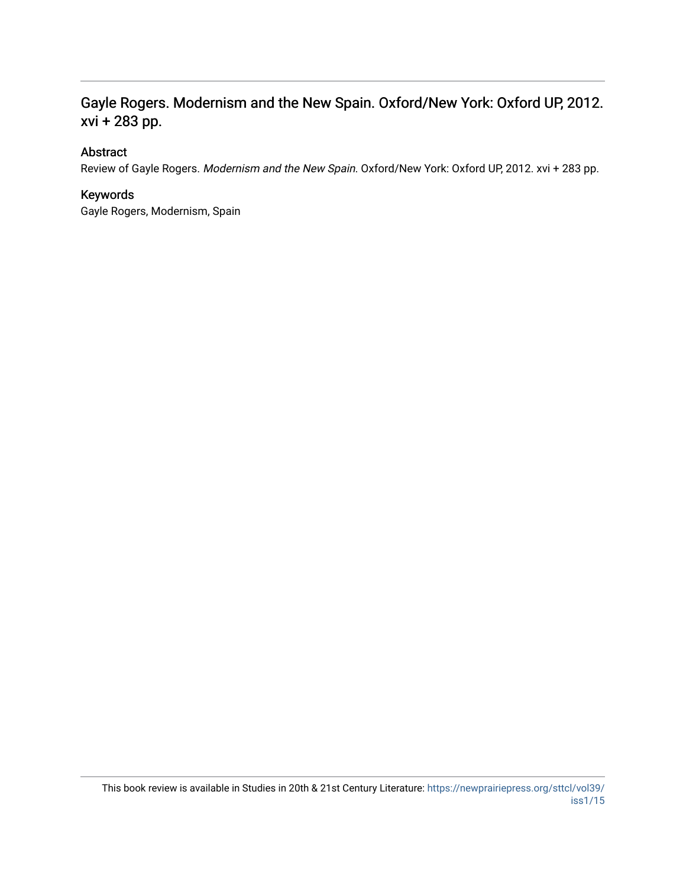## Gayle Rogers. Modernism and the New Spain. Oxford/New York: Oxford UP, 2012. xvi + 283 pp.

### Abstract

Review of Gayle Rogers. *Modernism and the New Spain.* Oxford/New York: Oxford UP, 2012. xvi + 283 pp.

### Keywords

Gayle Rogers, Modernism, Spain

This book review is available in Studies in 20th & 21st Century Literature: https://newprairiepress.org/sttcl/vol39/iss1/15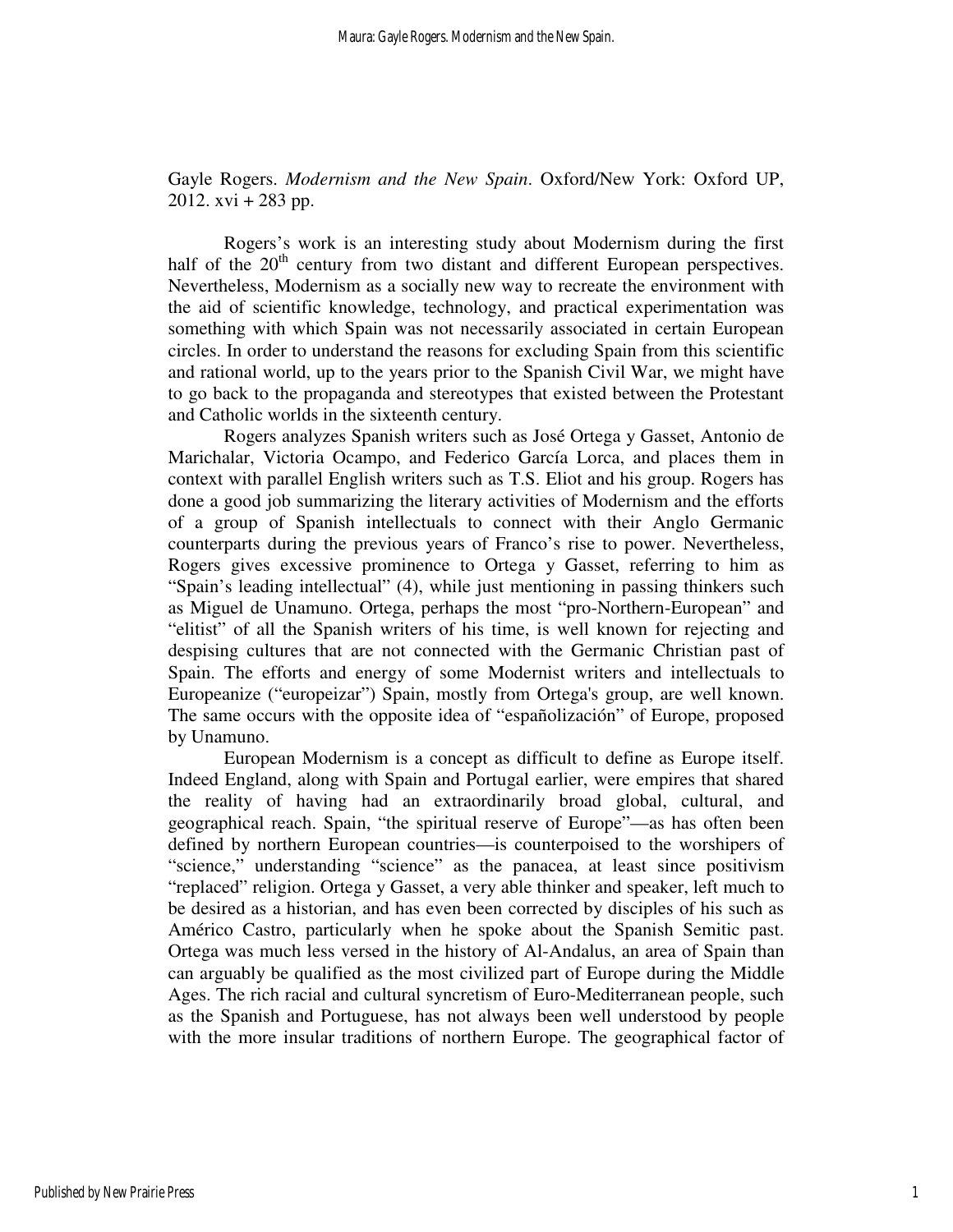Gayle Rogers. *Modernism and the New Spain*. Oxford/New York: Oxford UP, 2012. xvi + 283 pp.

Rogers's work is an interesting study about Modernism during the first half of the 20th century from two distant and different European perspectives. Nevertheless, Modernism as a socially new way to recreate the environment with the aid of scientific knowledge, technology, and practical experimentation was something with which Spain was not necessarily associated in certain European circles. In order to understand the reasons for excluding Spain from this scientific and rational world, up to the years prior to the Spanish Civil War, we might have to go back to the propaganda and stereotypes that existed between the Protestant and Catholic worlds in the sixteenth century.

Rogers analyzes Spanish writers such as José Ortega y Gasset, Antonio de Marichalar, Victoria Ocampo, and Federico García Lorca, and places them in context with parallel English writers such as T.S. Eliot and his group. Rogers has done a good job summarizing the literary activities of Modernism and the efforts of a group of Spanish intellectuals to connect with their Anglo Germanic counterparts during the previous years of Franco's rise to power. Nevertheless, Rogers gives excessive prominence to Ortega y Gasset, referring to him as "Spain's leading intellectual" (4), while just mentioning in passing thinkers such as Miguel de Unamuno. Ortega, perhaps the most "pro-Northern-European" and "elitist" of all the Spanish writers of his time, is well known for rejecting and despising cultures that are not connected with the Germanic Christian past of Spain. The efforts and energy of some Modernist writers and intellectuals to Europeanize ("europeizar") Spain, mostly from Ortega's group, are well known. The same occurs with the opposite idea of "españolización" of Europe, proposed by Unamuno.

European Modernism is a concept as difficult to define as Europe itself. Indeed England, along with Spain and Portugal earlier, were empires that shared the reality of having had an extraordinarily broad global, cultural, and geographical reach. Spain, "the spiritual reserve of Europe"—as has often been defined by northern European countries—is counterpoised to the worshipers of "science," understanding "science" as the panacea, at least since positivism "replaced" religion. Ortega y Gasset, a very able thinker and speaker, left much to be desired as a historian, and has even been corrected by disciples of his such as Américo Castro, particularly when he spoke about the Spanish Semitic past. Ortega was much less versed in the history of Al-Andalus, an area of Spain than can arguably be qualified as the most civilized part of Europe during the Middle Ages. The rich racial and cultural syncretism of Euro-Mediterranean people, such as the Spanish and Portuguese, has not always been well understood by people with the more insular traditions of northern Europe. The geographical factor of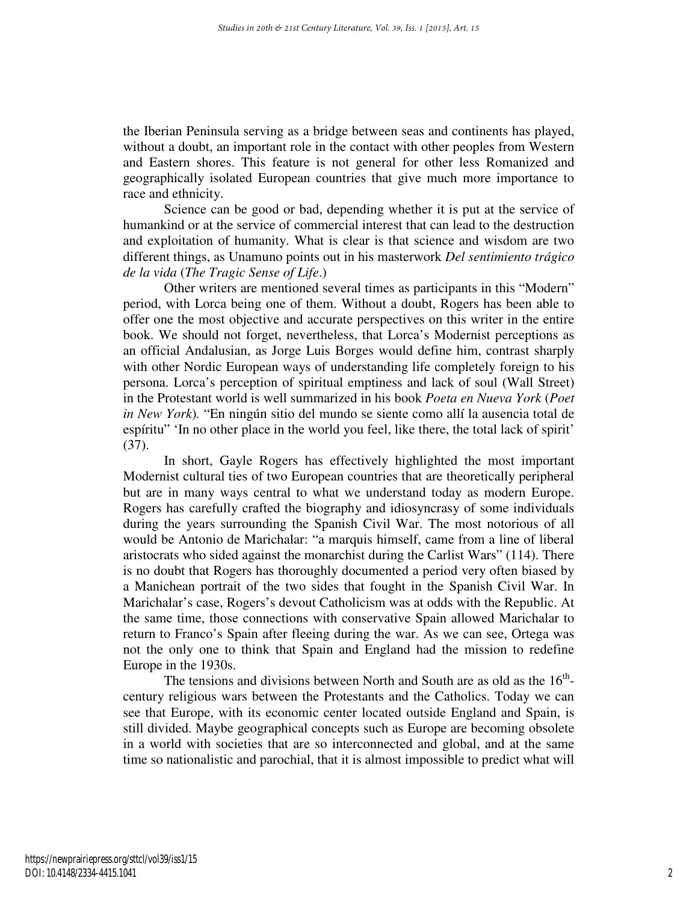the Iberian Peninsula serving as a bridge between seas and continents has played, without a doubt, an important role in the contact with other peoples from Western and Eastern shores. This feature is not general for other less Romanized and geographically isolated European countries that give much more importance to race and ethnicity.

Science can be good or bad, depending whether it is put at the service of humankind or at the service of commercial interest that can lead to the destruction and exploitation of humanity. What is clear is that science and wisdom are two different things, as Unamuno points out in his masterwork *Del sentimiento trágico de la vida* (*The Tragic Sense of Life*.)

Other writers are mentioned several times as participants in this "Modern" period, with Lorca being one of them. Without a doubt, Rogers has been able to offer one the most objective and accurate perspectives on this writer in the entire book. We should not forget, nevertheless, that Lorca's Modernist perceptions as an official Andalusian, as Jorge Luis Borges would define him, contrast sharply with other Nordic European ways of understanding life completely foreign to his persona. Lorca's perception of spiritual emptiness and lack of soul (Wall Street) in the Protestant world is well summarized in his book *Poeta en Nueva York* (*Poet in New York*). "En ningún sitio del mundo se siente como allí la ausencia total de espíritu" 'In no other place in the world you feel, like there, the total lack of spirit' (37).

In short, Gayle Rogers has effectively highlighted the most important Modernist cultural ties of two European countries that are theoretically peripheral but are in many ways central to what we understand today as modern Europe. Rogers has carefully crafted the biography and idiosyncrasy of some individuals during the years surrounding the Spanish Civil War. The most notorious of all would be Antonio de Marichalar: "a marquis himself, came from a line of liberal aristocrats who sided against the monarchist during the Carlist Wars" (114). There is no doubt that Rogers has thoroughly documented a period very often biased by a Manichean portrait of the two sides that fought in the Spanish Civil War. In Marichalar's case, Rogers's devout Catholicism was at odds with the Republic. At the same time, those connections with conservative Spain allowed Marichalar to return to Franco's Spain after fleeing during the war. As we can see, Ortega was not the only one to think that Spain and England had the mission to redefine Europe in the 1930s.

The tensions and divisions between North and South are as old as the 16th-century religious wars between the Protestants and the Catholics. Today we can see that Europe, with its economic center located outside England and Spain, is still divided. Maybe geographical concepts such as Europe are becoming obsolete in a world with societies that are so interconnected and global, and at the same time so nationalistic and parochial, that it is almost impossible to predict what will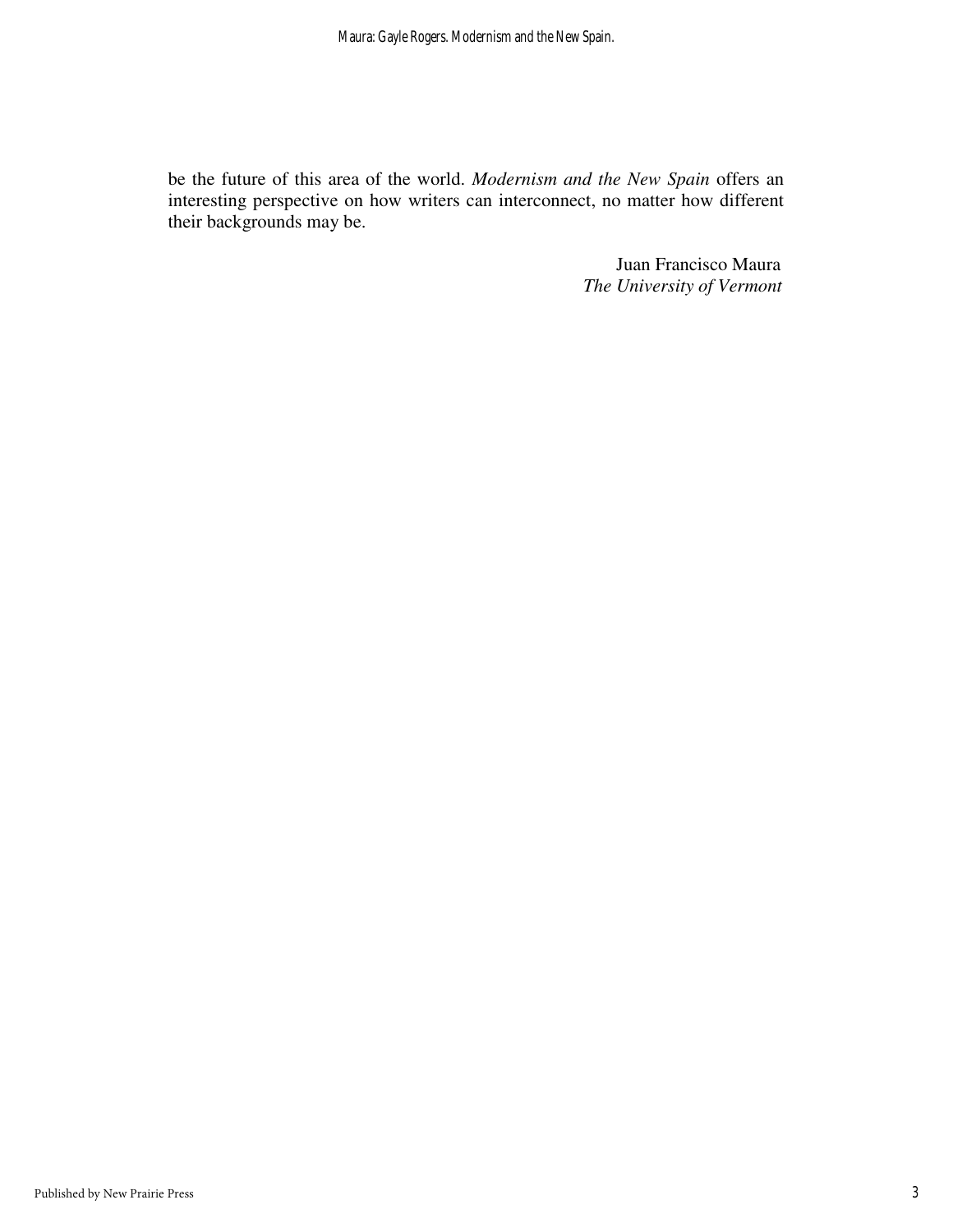be the future of this area of the world. *Modernism and the New Spain* offers an interesting perspective on how writers can interconnect, no matter how different their backgrounds may be.

Juan Francisco Maura
*The University of Vermont*